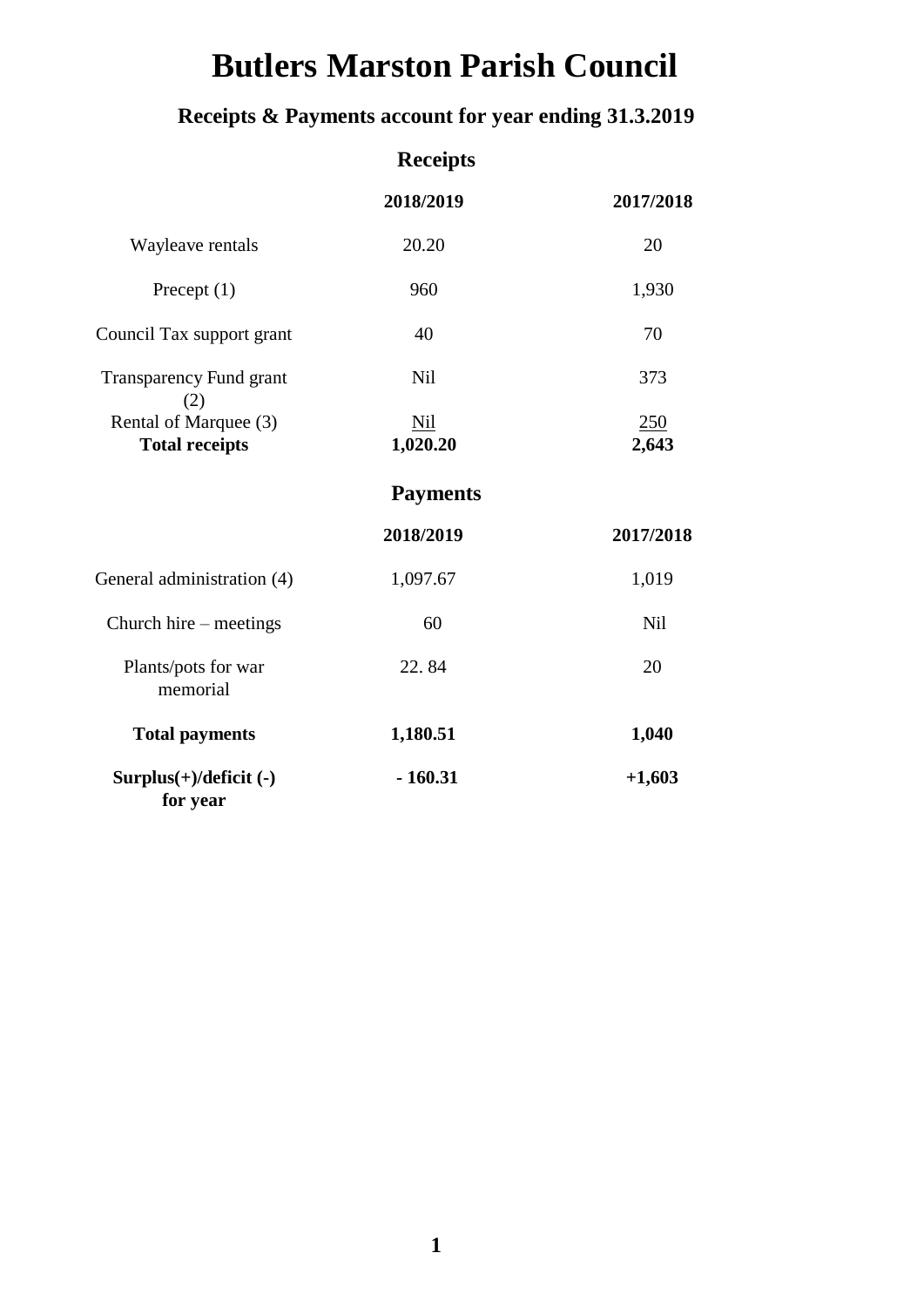# Butlers Marston Parish Council

## Receipts & Payments account for year ending 31.3.2019

### Receipts

| | 2018/2019 | 2017/2018 |
|---|---|---|
| Wayleave rentals | 20.20 | 20 |
| Precept (1) | 960 | 1,930 |
| Council Tax support grant | 40 | 70 |
| Transparency Fund grant (2) | Nil | 373 |
| Rental of Marquee (3) | Nil | 250 |
| **Total receipts** | **1,020.20** | **2,643** |

### Payments

| | 2018/2019 | 2017/2018 |
|---|---|---|
| General administration (4) | 1,097.67 | 1,019 |
| Church hire – meetings | 60 | Nil |
| Plants/pots for war memorial | 22. 84 | 20 |
| **Total payments** | **1,180.51** | **1,040** |
| **Surplus(+)/deficit (-) for year** | **- 160.31** | **+1,603** |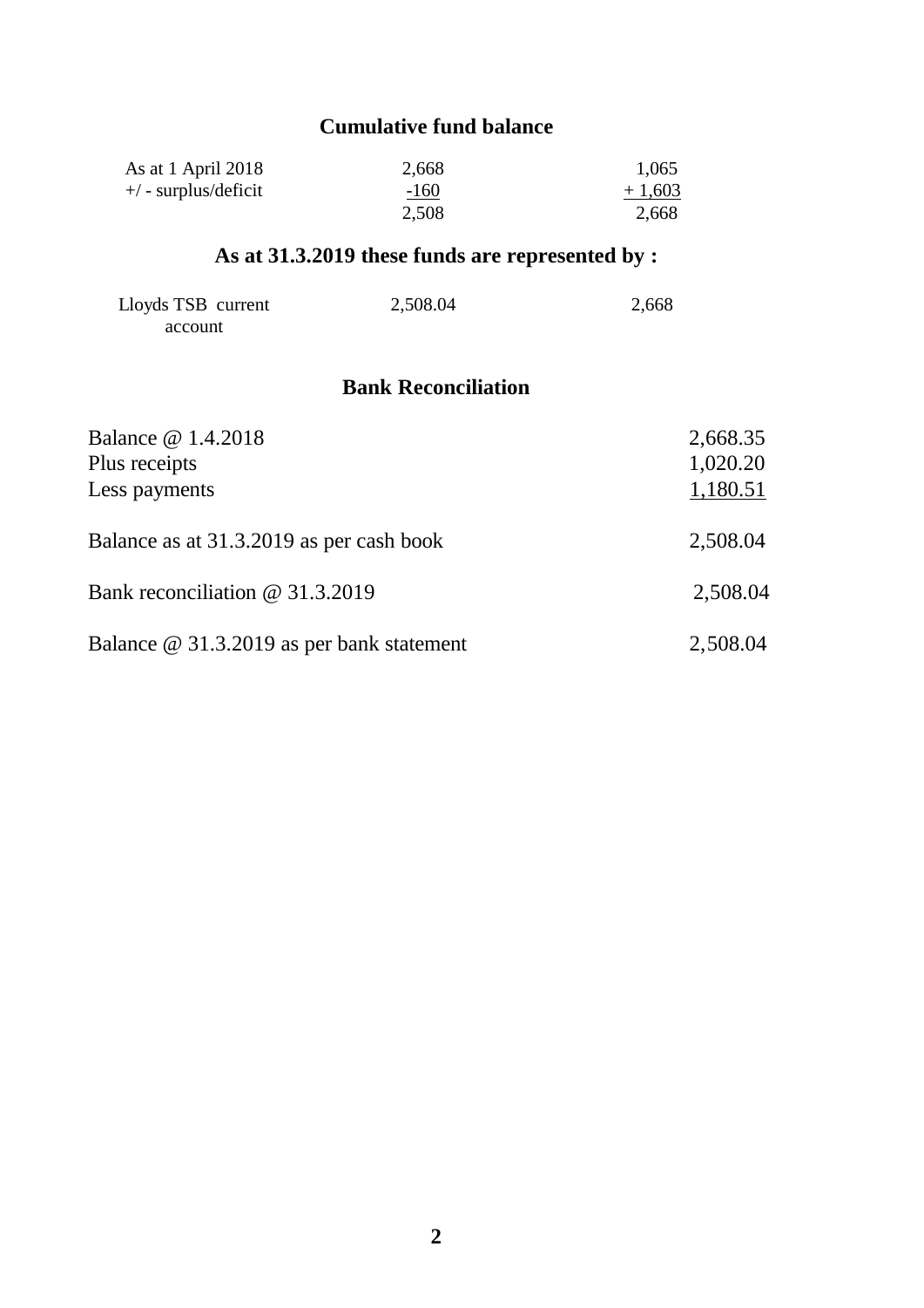## Cumulative fund balance

| | | |
|---|---|---|
| As at 1 April 2018 | 2,668 | 1,065 |
| +/ - surplus/deficit | -160 | + 1,603 |
| | 2,508 | 2,668 |

## As at 31.3.2019 these funds are represented by :

| | | |
|---|---|---|
| Lloyds TSB current account | 2,508.04 | 2,668 |

## Bank Reconciliation

| | |
|---|---|
| Balance @ 1.4.2018 | 2,668.35 |
| Plus receipts | 1,020.20 |
| Less payments | 1,180.51 |
| Balance as at 31.3.2019 as per cash book | 2,508.04 |
| Bank reconciliation @ 31.3.2019 | 2,508.04 |
| Balance @ 31.3.2019 as per bank statement | 2,508.04 |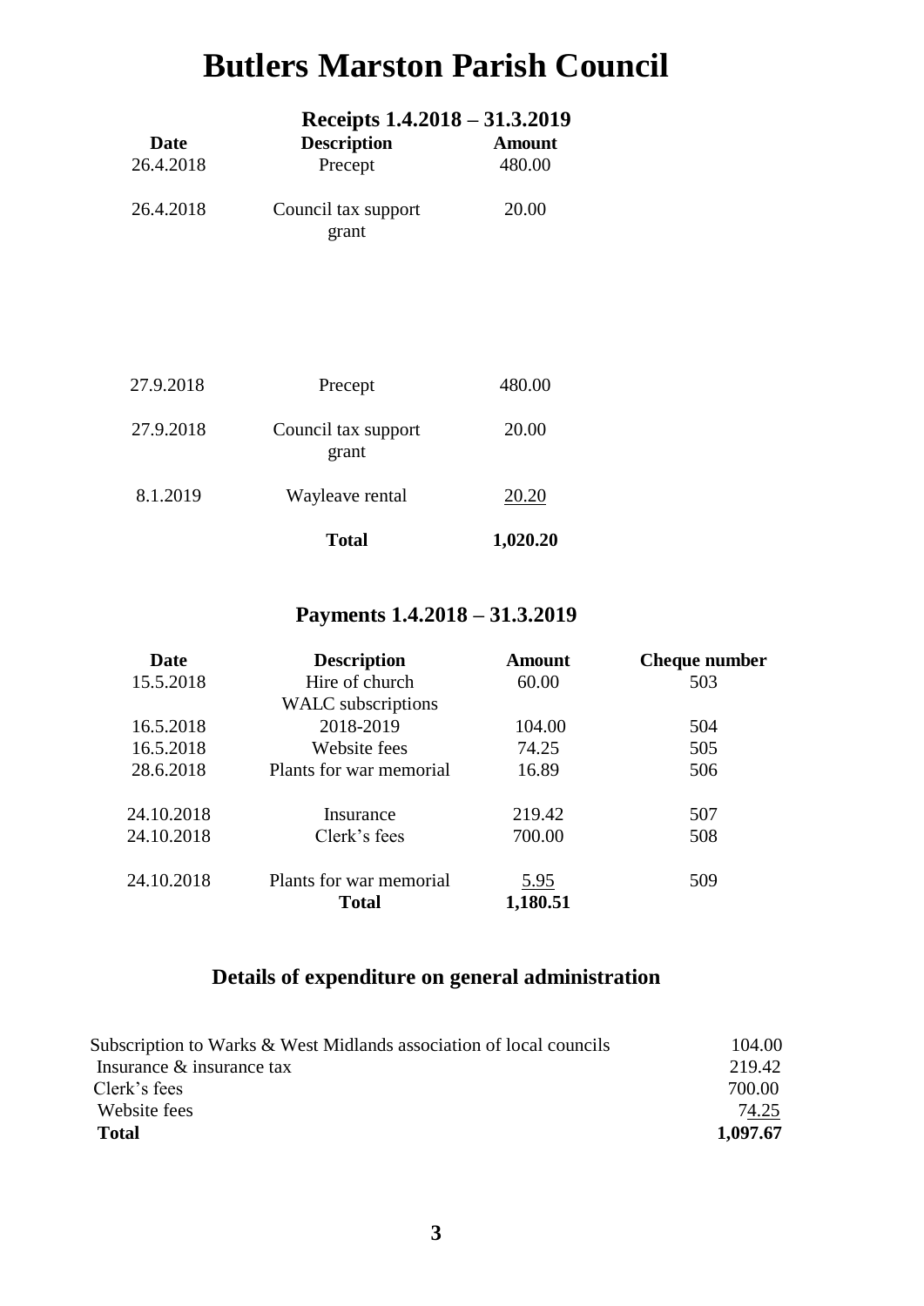# Butlers Marston Parish Council

## Receipts 1.4.2018 – 31.3.2019

| Date | Description | Amount |
|---|---|---|
| 26.4.2018 | Precept | 480.00 |
| 26.4.2018 | Council tax support grant | 20.00 |
| 27.9.2018 | Precept | 480.00 |
| 27.9.2018 | Council tax support grant | 20.00 |
| 8.1.2019 | Wayleave rental | 20.20 |
| | **Total** | **1,020.20** |

## Payments 1.4.2018 – 31.3.2019

| Date | Description | Amount | Cheque number |
|---|---|---|---|
| 15.5.2018 | Hire of church | 60.00 | 503 |
| 16.5.2018 | WALC subscriptions 2018-2019 | 104.00 | 504 |
| 16.5.2018 | Website fees | 74.25 | 505 |
| 28.6.2018 | Plants for war memorial | 16.89 | 506 |
| 24.10.2018 | Insurance | 219.42 | 507 |
| 24.10.2018 | Clerk's fees | 700.00 | 508 |
| 24.10.2018 | Plants for war memorial | 5.95 | 509 |
| | **Total** | **1,180.51** | |

## Details of expenditure on general administration

| | |
|---|---|
| Subscription to Warks & West Midlands association of local councils | 104.00 |
| Insurance & insurance tax | 219.42 |
| Clerk's fees | 700.00 |
| Website fees | 74.25 |
| **Total** | **1,097.67** |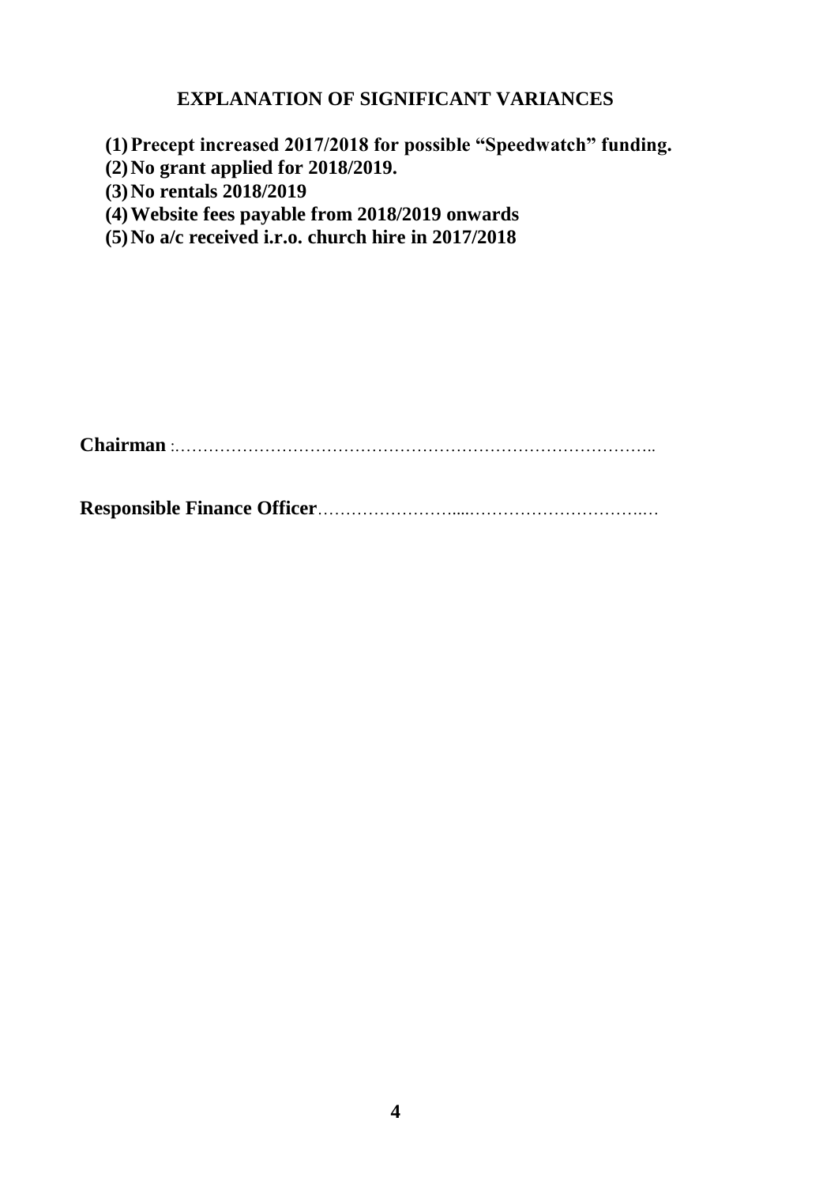## EXPLANATION OF SIGNIFICANT VARIANCES

**(1) Precept increased 2017/2018 for possible "Speedwatch" funding.**
**(2) No grant applied for 2018/2019.**
**(3) No rentals 2018/2019**
**(4) Website fees payable from 2018/2019 onwards**
**(5) No a/c received i.r.o. church hire in 2017/2018**

**Chairman** :…………………………………………………………………………..

**Responsible Finance Officer**……………………....………………………….…